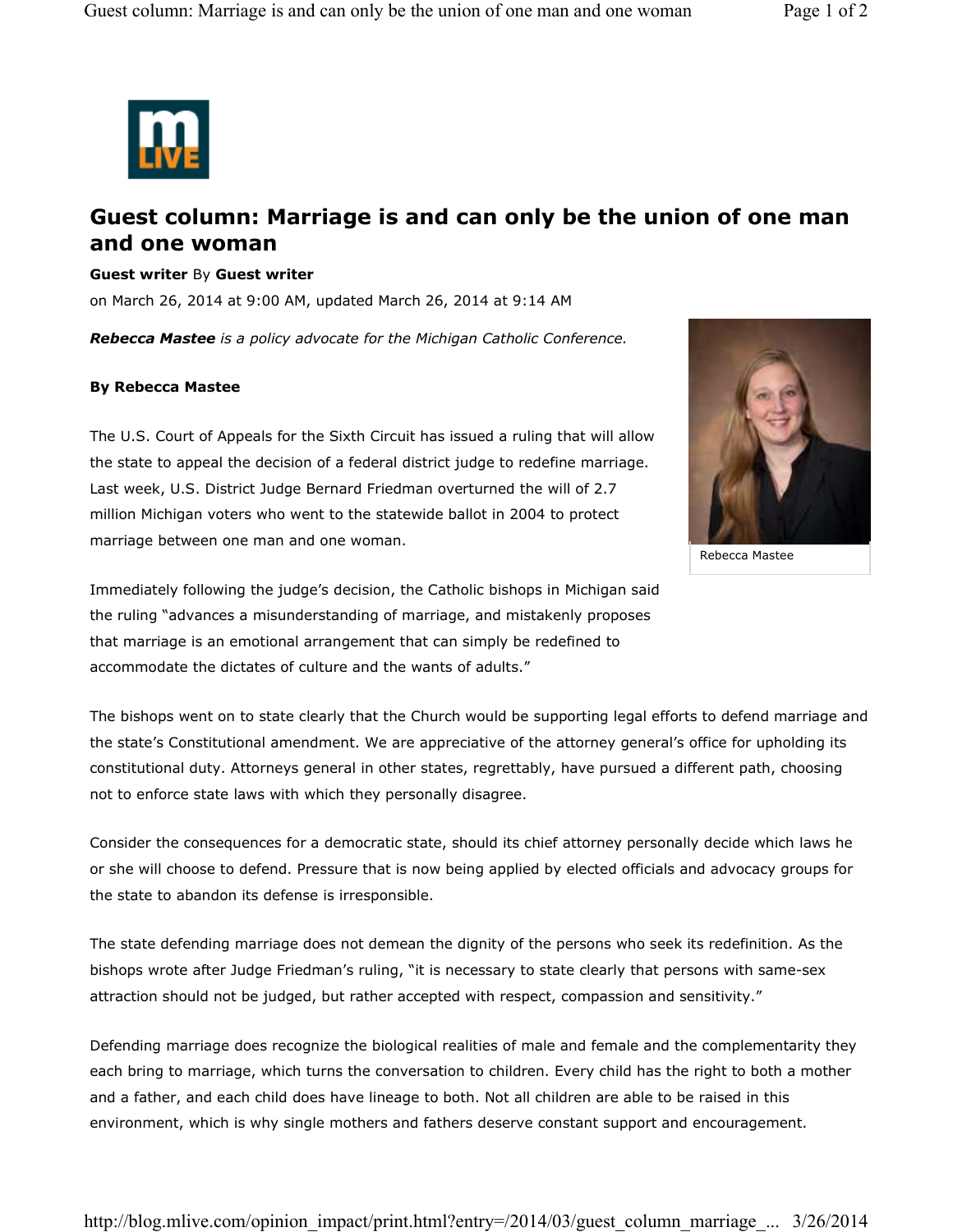# Guest column: Marriage is and can only be the union of one man and one woman

**Guest writer** By **Guest writer**

on March 26, 2014 at 9:00 AM, updated March 26, 2014 at 9:14 AM

***Rebecca Mastee*** *is a policy advocate for the Michigan Catholic Conference.*

**By Rebecca Mastee**

Rebecca Mastee

The U.S. Court of Appeals for the Sixth Circuit has issued a ruling that will allow the state to appeal the decision of a federal district judge to redefine marriage. Last week, U.S. District Judge Bernard Friedman overturned the will of 2.7 million Michigan voters who went to the statewide ballot in 2004 to protect marriage between one man and one woman.

Immediately following the judge's decision, the Catholic bishops in Michigan said the ruling "advances a misunderstanding of marriage, and mistakenly proposes that marriage is an emotional arrangement that can simply be redefined to accommodate the dictates of culture and the wants of adults."

The bishops went on to state clearly that the Church would be supporting legal efforts to defend marriage and the state's Constitutional amendment. We are appreciative of the attorney general's office for upholding its constitutional duty. Attorneys general in other states, regrettably, have pursued a different path, choosing not to enforce state laws with which they personally disagree.

Consider the consequences for a democratic state, should its chief attorney personally decide which laws he or she will choose to defend. Pressure that is now being applied by elected officials and advocacy groups for the state to abandon its defense is irresponsible.

The state defending marriage does not demean the dignity of the persons who seek its redefinition. As the bishops wrote after Judge Friedman's ruling, "it is necessary to state clearly that persons with same-sex attraction should not be judged, but rather accepted with respect, compassion and sensitivity."

Defending marriage does recognize the biological realities of male and female and the complementarity they each bring to marriage, which turns the conversation to children. Every child has the right to both a mother and a father, and each child does have lineage to both. Not all children are able to be raised in this environment, which is why single mothers and fathers deserve constant support and encouragement.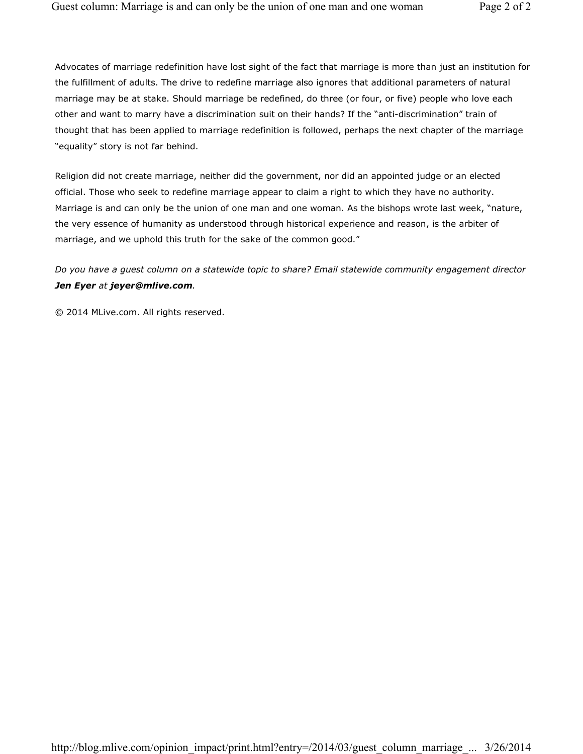Advocates of marriage redefinition have lost sight of the fact that marriage is more than just an institution for the fulfillment of adults. The drive to redefine marriage also ignores that additional parameters of natural marriage may be at stake. Should marriage be redefined, do three (or four, or five) people who love each other and want to marry have a discrimination suit on their hands? If the "anti-discrimination" train of thought that has been applied to marriage redefinition is followed, perhaps the next chapter of the marriage "equality" story is not far behind.

Religion did not create marriage, neither did the government, nor did an appointed judge or an elected official. Those who seek to redefine marriage appear to claim a right to which they have no authority. Marriage is and can only be the union of one man and one woman. As the bishops wrote last week, "nature, the very essence of humanity as understood through historical experience and reason, is the arbiter of marriage, and we uphold this truth for the sake of the common good."

*Do you have a guest column on a statewide topic to share? Email statewide community engagement director **Jen Eyer** at **jeyer@mlive.com**.*

© 2014 MLive.com. All rights reserved.